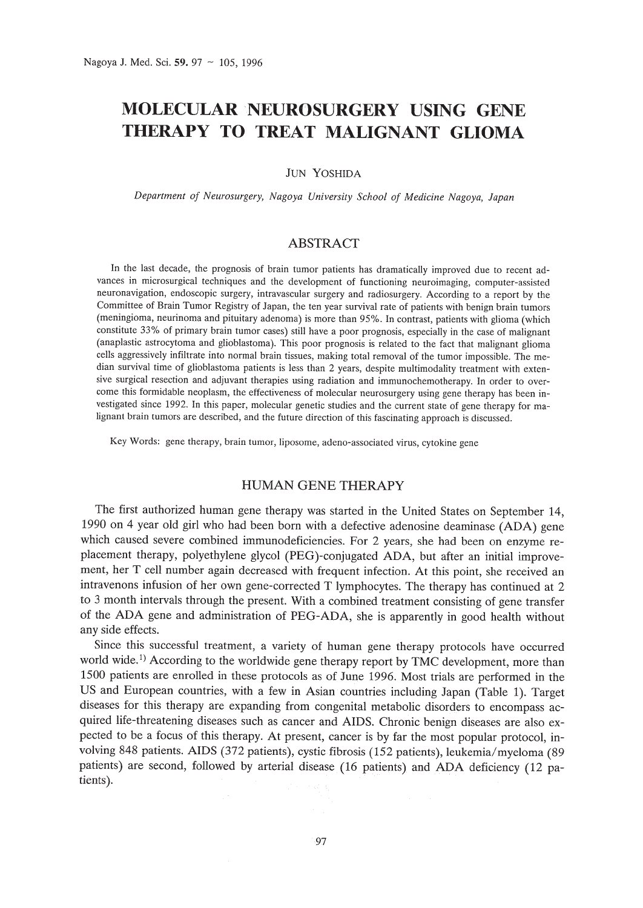# MOLECULAR NEUROSURGERY USING GENE THERAPY TO TREAT MALIGNANT GLIOMA

JUN YOSHIDA

*Department of Neurosurgery, Nagoya University School of Medicine Nagoya, Japan*

## ABSTRACT

In the last decade, the prognosis of brain tumor patients has dramatically improved due to recent advances in microsurgical techniques and the development of functioning neuroimaging, computer-assisted neuronavigation, endoscopic surgery, intravascular surgery and radiosurgery. According to a report by the Committee of Brain Tumor Registry of Japan, the ten year survival rate of patients with benign brain tumors (meningioma, neurinoma and pituitary adenoma) is more than 95%. In contrast, patients with glioma (which constitute 33% of primary brain tumor cases) still have a poor prognosis, especially in the case of malignant (anaplastic astrocytoma and glioblastoma). This poor prognosis is related to the fact that malignant glioma cells aggressively infiltrate into normal brain tissues, making total removal of the tumor impossible. The median survival time of glioblastoma patients is less than 2 years, despite multimodality treatment with extensive surgical resection and adjuvant therapies using radiation and immunochemotherapy. In order to overcome this formidable neoplasm, the effectiveness of molecular neurosurgery using gene therapy has been investigated since 1992. In this paper, molecular genetic studies and the current state of gene therapy for malignant brain tumors are described, and the future direction of this fascinating approach is discussed.

Key Words: gene therapy, brain tumor, liposome, adeno-associated virus, cytokine gene

## HUMAN GENE THERAPY

The first authorized human gene therapy was started in the United States on September 14, 1990 on 4 year old girl who had been born with a defective adenosine deaminase (ADA) gene which caused severe combined immunodeficiencies. For 2 years, she had been on enzyme replacement therapy, polyethylene glycol (PEG)-conjugated ADA, but after an initial improvement, her T cell number again decreased with frequent infection. At this point, she received an intravenons infusion of her own gene-corrected T lymphocytes. The therapy has continued at 2 to 3 month intervals through the present. With a combined treatment consisting of gene transfer of the ADA gene and administration of PEG-ADA, she is apparently in good health without any side effects.

Since this successful treatment, a variety of human gene therapy protocols have occurred world wide.[1] According to the worldwide gene therapy report by TMC development, more than 1500 patients are enrolled in these protocols as of June 1996. Most trials are performed in the US and European countries, with a few in Asian countries including Japan (Table 1). Target diseases for this therapy are expanding from congenital metabolic disorders to encompass acquired life-threatening diseases such as cancer and AIDS. Chronic benign diseases are also expected to be a focus of this therapy. At present, cancer is by far the most popular protocol, involving 848 patients. AIDS (372 patients), cystic fibrosis (152 patients), leukemia/myeloma (89 patients) are second, followed by arterial disease (16 patients) and ADA deficiency (12 patients).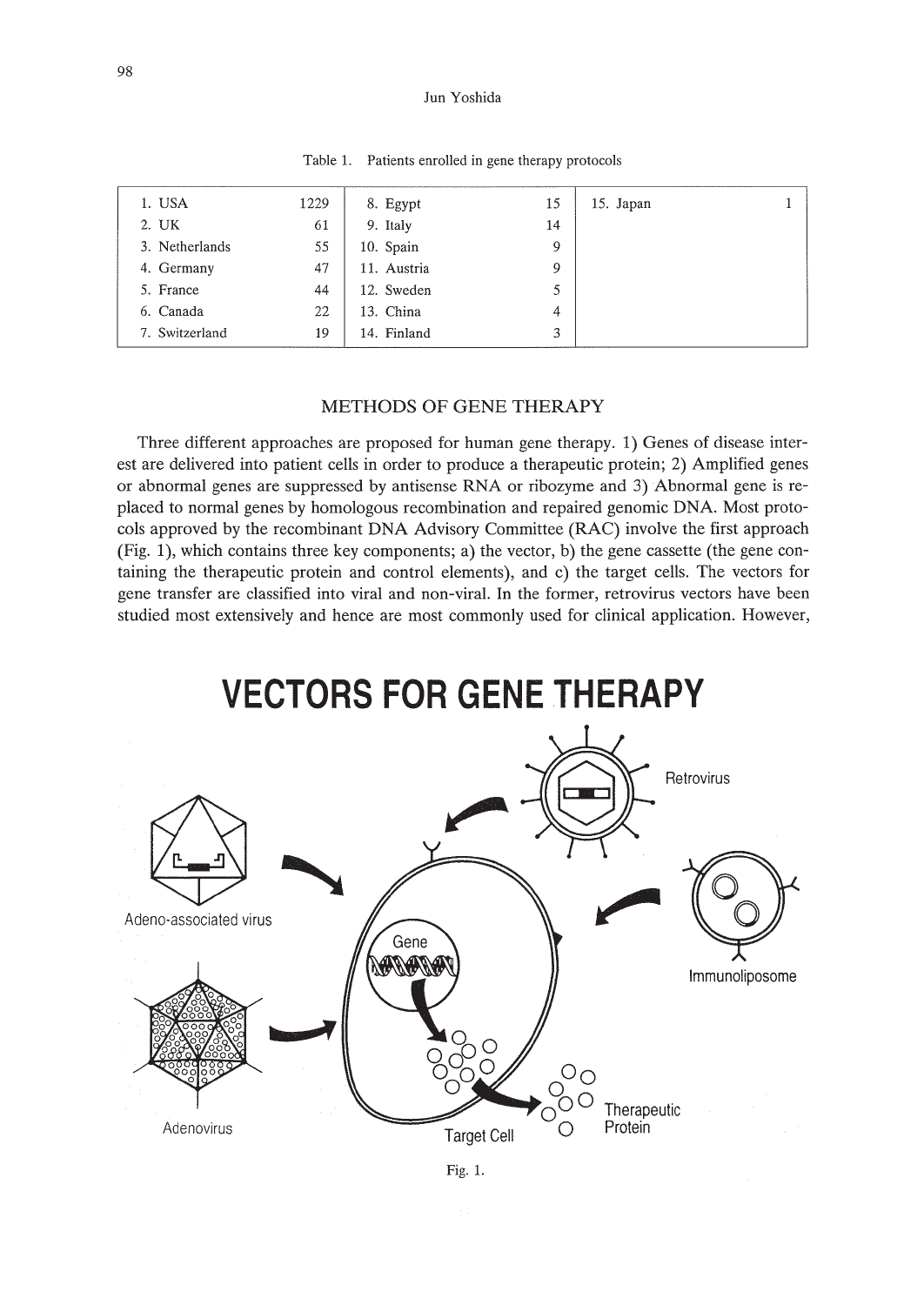Table 1. Patients enrolled in gene therapy protocols

| | | | | | |
|---|---|---|---|---|---|
| 1. USA | 1229 | 8. Egypt | 15 | 15. Japan | 1 |
| 2. UK | 61 | 9. Italy | 14 | | |
| 3. Netherlands | 55 | 10. Spain | 9 | | |
| 4. Germany | 47 | 11. Austria | 9 | | |
| 5. France | 44 | 12. Sweden | 5 | | |
| 6. Canada | 22 | 13. China | 4 | | |
| 7. Switzerland | 19 | 14. Finland | 3 | | |

## METHODS OF GENE THERAPY

Three different approaches are proposed for human gene therapy. 1) Genes of disease interest are delivered into patient cells in order to produce a therapeutic protein; 2) Amplified genes or abnormal genes are suppressed by antisense RNA or ribozyme and 3) Abnormal gene is replaced to normal genes by homologous recombination and repaired genomic DNA. Most protocols approved by the recombinant DNA Advisory Committee (RAC) involve the first approach (Fig. 1), which contains three key components; a) the vector, b) the gene cassette (the gene containing the therapeutic protein and control elements), and c) the target cells. The vectors for gene transfer are classified into viral and non-viral. In the former, retrovirus vectors have been studied most extensively and hence are most commonly used for clinical application. However,

**VECTORS FOR GENE THERAPY**

Retrovirus

Adeno-associated virus

Immunoliposome

Gene

Adenovirus

Target Cell

Therapeutic Protein

Fig. 1.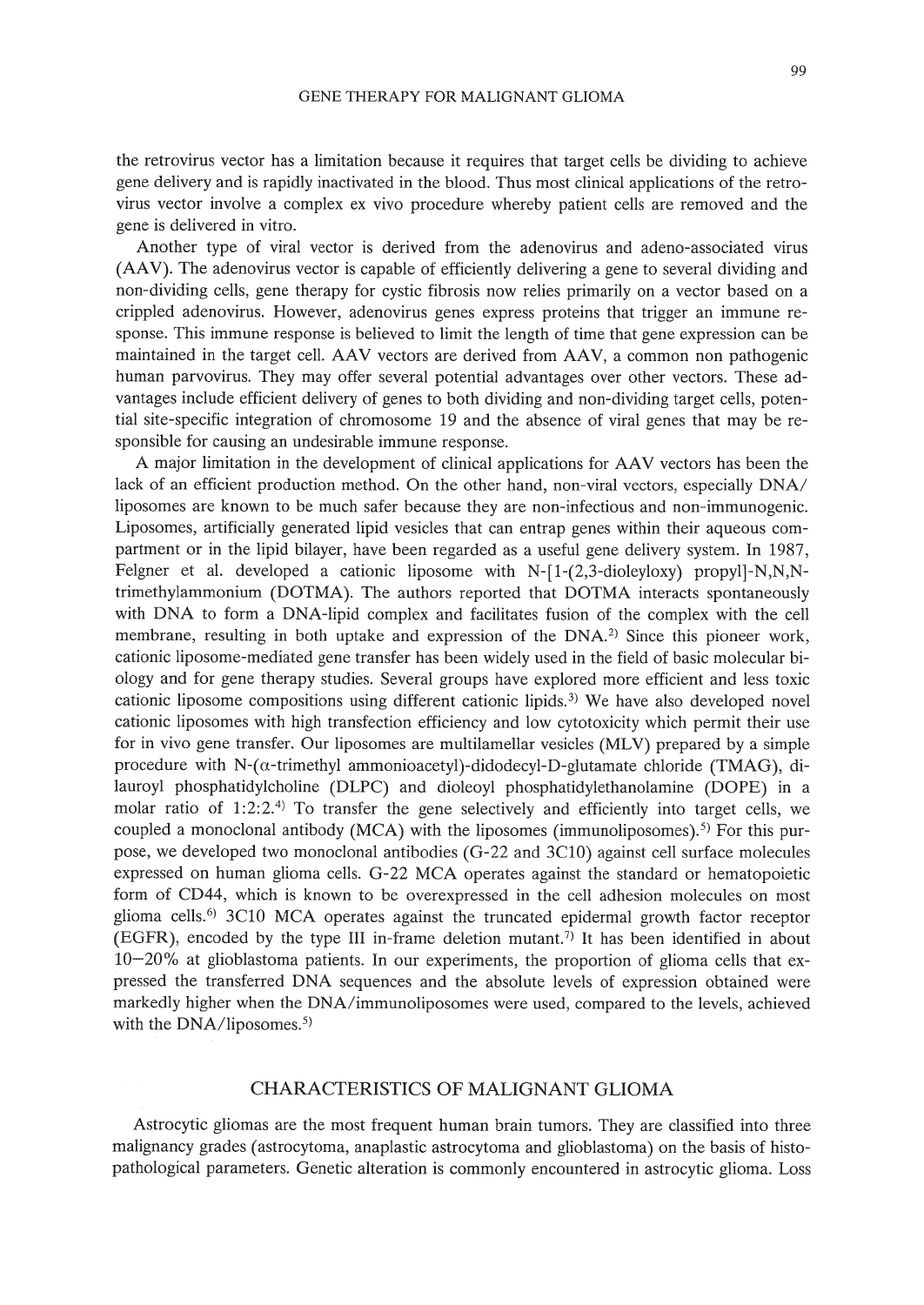the retrovirus vector has a limitation because it requires that target cells be dividing to achieve gene delivery and is rapidly inactivated in the blood. Thus most clinical applications of the retrovirus vector involve a complex ex vivo procedure whereby patient cells are removed and the gene is delivered in vitro.

Another type of viral vector is derived from the adenovirus and adeno-associated virus (AAV). The adenovirus vector is capable of efficiently delivering a gene to several dividing and non-dividing cells, gene therapy for cystic fibrosis now relies primarily on a vector based on a crippled adenovirus. However, adenovirus genes express proteins that trigger an immune response. This immune response is believed to limit the length of time that gene expression can be maintained in the target cell. AAV vectors are derived from AAV, a common non pathogenic human parvovirus. They may offer several potential advantages over other vectors. These advantages include efficient delivery of genes to both dividing and non-dividing target cells, potential site-specific integration of chromosome 19 and the absence of viral genes that may be responsible for causing an undesirable immune response.

A major limitation in the development of clinical applications for AAV vectors has been the lack of an efficient production method. On the other hand, non-viral vectors, especially DNA/liposomes are known to be much safer because they are non-infectious and non-immunogenic. Liposomes, artificially generated lipid vesicles that can entrap genes within their aqueous compartment or in the lipid bilayer, have been regarded as a useful gene delivery system. In 1987, Felgner et al. developed a cationic liposome with N-[1-(2,3-dioleyloxy) propyl]-N,N,N-trimethylammonium (DOTMA). The authors reported that DOTMA interacts spontaneously with DNA to form a DNA-lipid complex and facilitates fusion of the complex with the cell membrane, resulting in both uptake and expression of the DNA.[2] Since this pioneer work, cationic liposome-mediated gene transfer has been widely used in the field of basic molecular biology and for gene therapy studies. Several groups have explored more efficient and less toxic cationic liposome compositions using different cationic lipids.[3] We have also developed novel cationic liposomes with high transfection efficiency and low cytotoxicity which permit their use for in vivo gene transfer. Our liposomes are multilamellar vesicles (MLV) prepared by a simple procedure with N-($\alpha$-trimethyl ammonioacetyl)-didodecyl-D-glutamate chloride (TMAG), dilauroyl phosphatidylcholine (DLPC) and dioleoyl phosphatidylethanolamine (DOPE) in a molar ratio of 1:2:2.[4] To transfer the gene selectively and efficiently into target cells, we coupled a monoclonal antibody (MCA) with the liposomes (immunoliposomes).[5] For this purpose, we developed two monoclonal antibodies (G-22 and 3C10) against cell surface molecules expressed on human glioma cells. G-22 MCA operates against the standard or hematopoietic form of CD44, which is known to be overexpressed in the cell adhesion molecules on most glioma cells.[6] 3C10 MCA operates against the truncated epidermal growth factor receptor (EGFR), encoded by the type III in-frame deletion mutant.[7] It has been identified in about 10–20% at glioblastoma patients. In our experiments, the proportion of glioma cells that expressed the transferred DNA sequences and the absolute levels of expression obtained were markedly higher when the DNA/immunoliposomes were used, compared to the levels, achieved with the DNA/liposomes.[5]

## CHARACTERISTICS OF MALIGNANT GLIOMA

Astrocytic gliomas are the most frequent human brain tumors. They are classified into three malignancy grades (astrocytoma, anaplastic astrocytoma and glioblastoma) on the basis of histopathological parameters. Genetic alteration is commonly encountered in astrocytic glioma. Loss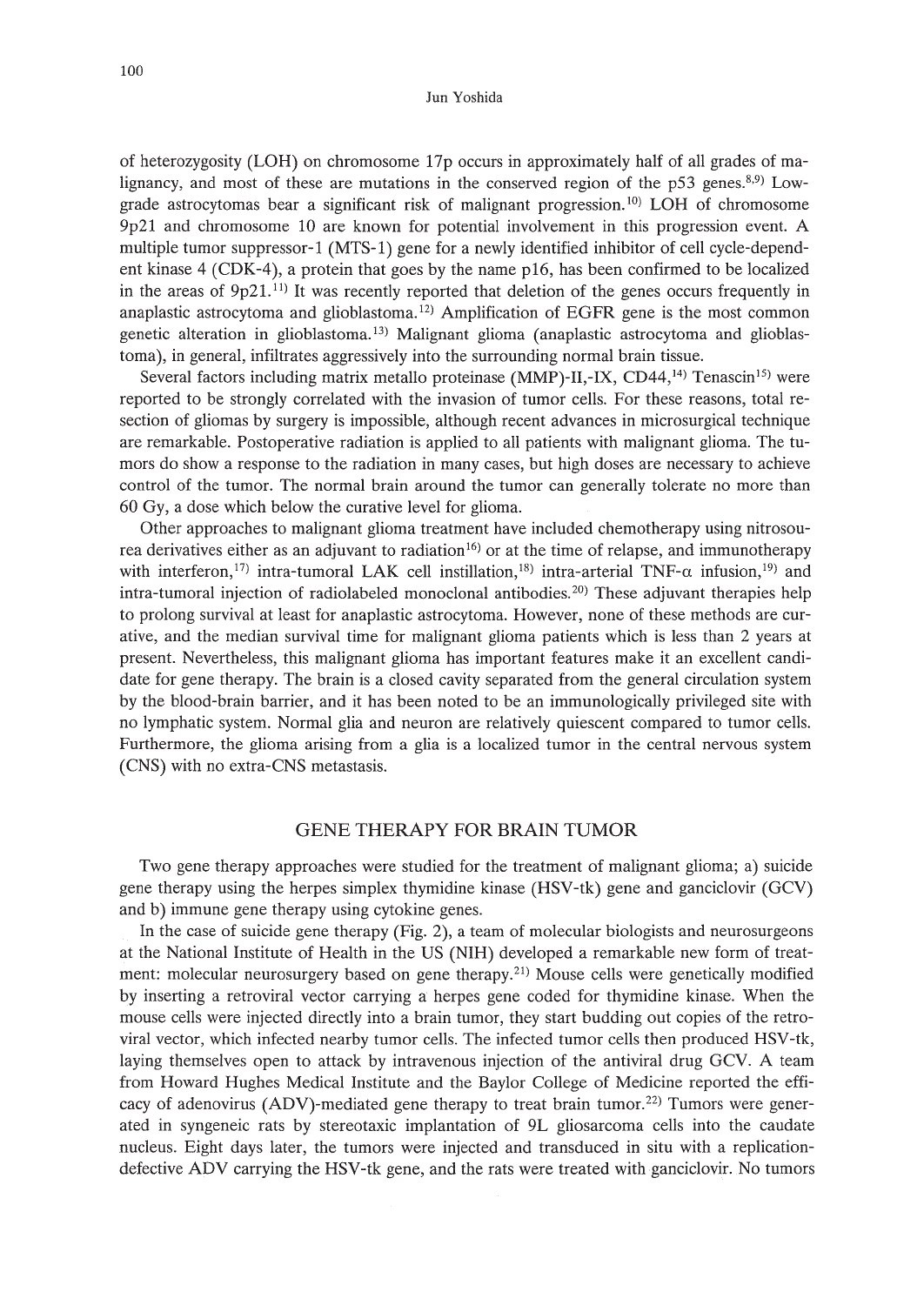of heterozygosity (LOH) on chromosome 17p occurs in approximately half of all grades of malignancy, and most of these are mutations in the conserved region of the p53 genes.[8,9] Low-grade astrocytomas bear a significant risk of malignant progression.[10] LOH of chromosome 9p21 and chromosome 10 are known for potential involvement in this progression event. A multiple tumor suppressor-1 (MTS-1) gene for a newly identified inhibitor of cell cycle-dependent kinase 4 (CDK-4), a protein that goes by the name p16, has been confirmed to be localized in the areas of 9p21.[11] It was recently reported that deletion of the genes occurs frequently in anaplastic astrocytoma and glioblastoma.[12] Amplification of EGFR gene is the most common genetic alteration in glioblastoma.[13] Malignant glioma (anaplastic astrocytoma and glioblastoma), in general, infiltrates aggressively into the surrounding normal brain tissue.

Several factors including matrix metallo proteinase (MMP)-II,-IX, CD44,[14] Tenascin[15] were reported to be strongly correlated with the invasion of tumor cells. For these reasons, total resection of gliomas by surgery is impossible, although recent advances in microsurgical technique are remarkable. Postoperative radiation is applied to all patients with malignant glioma. The tumors do show a response to the radiation in many cases, but high doses are necessary to achieve control of the tumor. The normal brain around the tumor can generally tolerate no more than 60 Gy, a dose which below the curative level for glioma.

Other approaches to malignant glioma treatment have included chemotherapy using nitrosourea derivatives either as an adjuvant to radiation[16] or at the time of relapse, and immunotherapy with interferon,[17] intra-tumoral LAK cell instillation,[18] intra-arterial TNF-α infusion,[19] and intra-tumoral injection of radiolabeled monoclonal antibodies.[20] These adjuvant therapies help to prolong survival at least for anaplastic astrocytoma. However, none of these methods are curative, and the median survival time for malignant glioma patients which is less than 2 years at present. Nevertheless, this malignant glioma has important features make it an excellent candidate for gene therapy. The brain is a closed cavity separated from the general circulation system by the blood-brain barrier, and it has been noted to be an immunologically privileged site with no lymphatic system. Normal glia and neuron are relatively quiescent compared to tumor cells. Furthermore, the glioma arising from a glia is a localized tumor in the central nervous system (CNS) with no extra-CNS metastasis.

## GENE THERAPY FOR BRAIN TUMOR

Two gene therapy approaches were studied for the treatment of malignant glioma; a) suicide gene therapy using the herpes simplex thymidine kinase (HSV-tk) gene and ganciclovir (GCV) and b) immune gene therapy using cytokine genes.

In the case of suicide gene therapy (Fig. 2), a team of molecular biologists and neurosurgeons at the National Institute of Health in the US (NIH) developed a remarkable new form of treatment: molecular neurosurgery based on gene therapy.[21] Mouse cells were genetically modified by inserting a retroviral vector carrying a herpes gene coded for thymidine kinase. When the mouse cells were injected directly into a brain tumor, they start budding out copies of the retroviral vector, which infected nearby tumor cells. The infected tumor cells then produced HSV-tk, laying themselves open to attack by intravenous injection of the antiviral drug GCV. A team from Howard Hughes Medical Institute and the Baylor College of Medicine reported the efficacy of adenovirus (ADV)-mediated gene therapy to treat brain tumor.[22] Tumors were generated in syngeneic rats by stereotaxic implantation of 9L gliosarcoma cells into the caudate nucleus. Eight days later, the tumors were injected and transduced in situ with a replication-defective ADV carrying the HSV-tk gene, and the rats were treated with ganciclovir. No tumors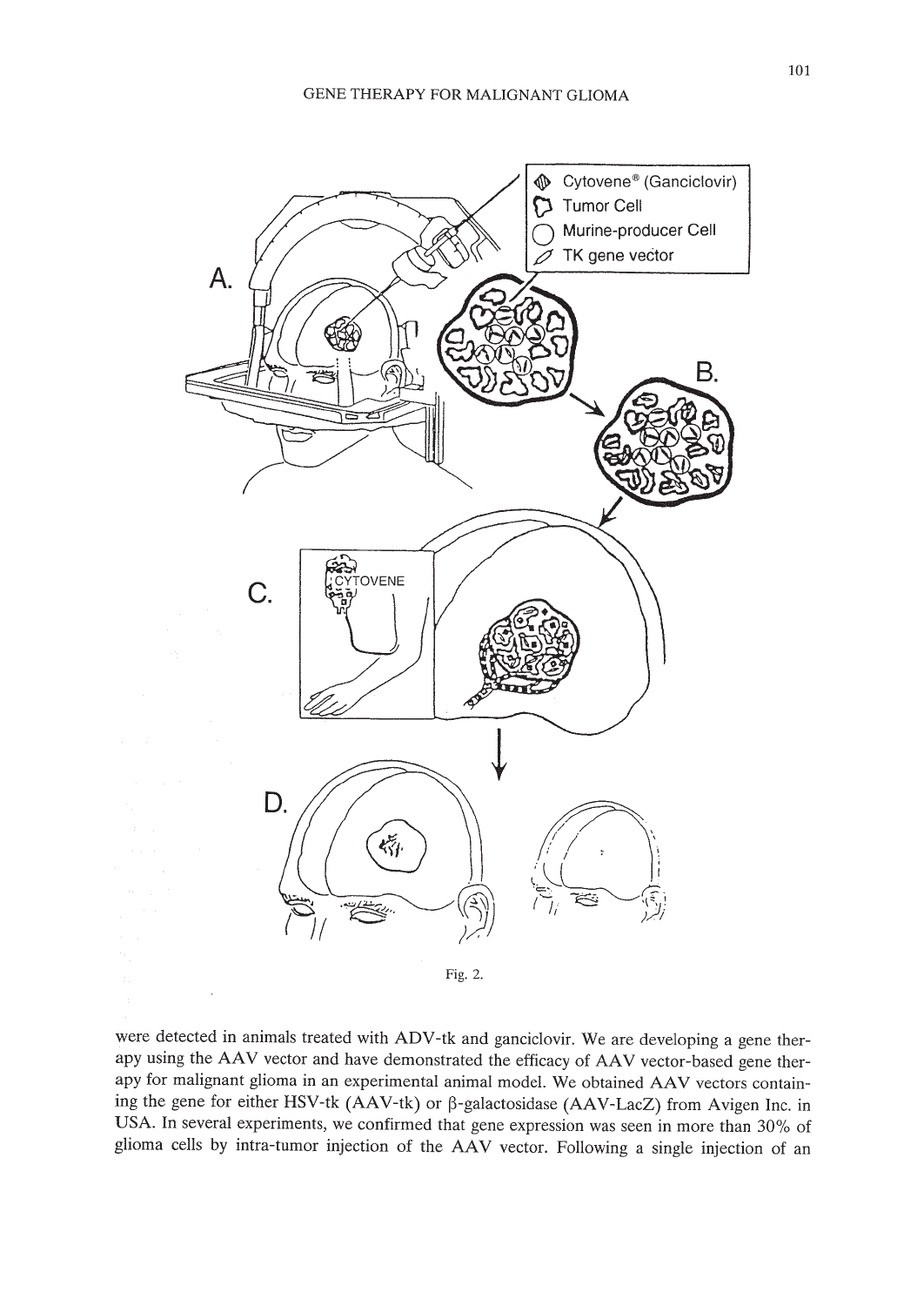Fig. 2.

were detected in animals treated with ADV-tk and ganciclovir. We are developing a gene therapy using the AAV vector and have demonstrated the efficacy of AAV vector-based gene therapy for malignant glioma in an experimental animal model. We obtained AAV vectors containing the gene for either HSV-tk (AAV-tk) or β-galactosidase (AAV-LacZ) from Avigen Inc. in USA. In several experiments, we confirmed that gene expression was seen in more than 30% of glioma cells by intra-tumor injection of the AAV vector. Following a single injection of an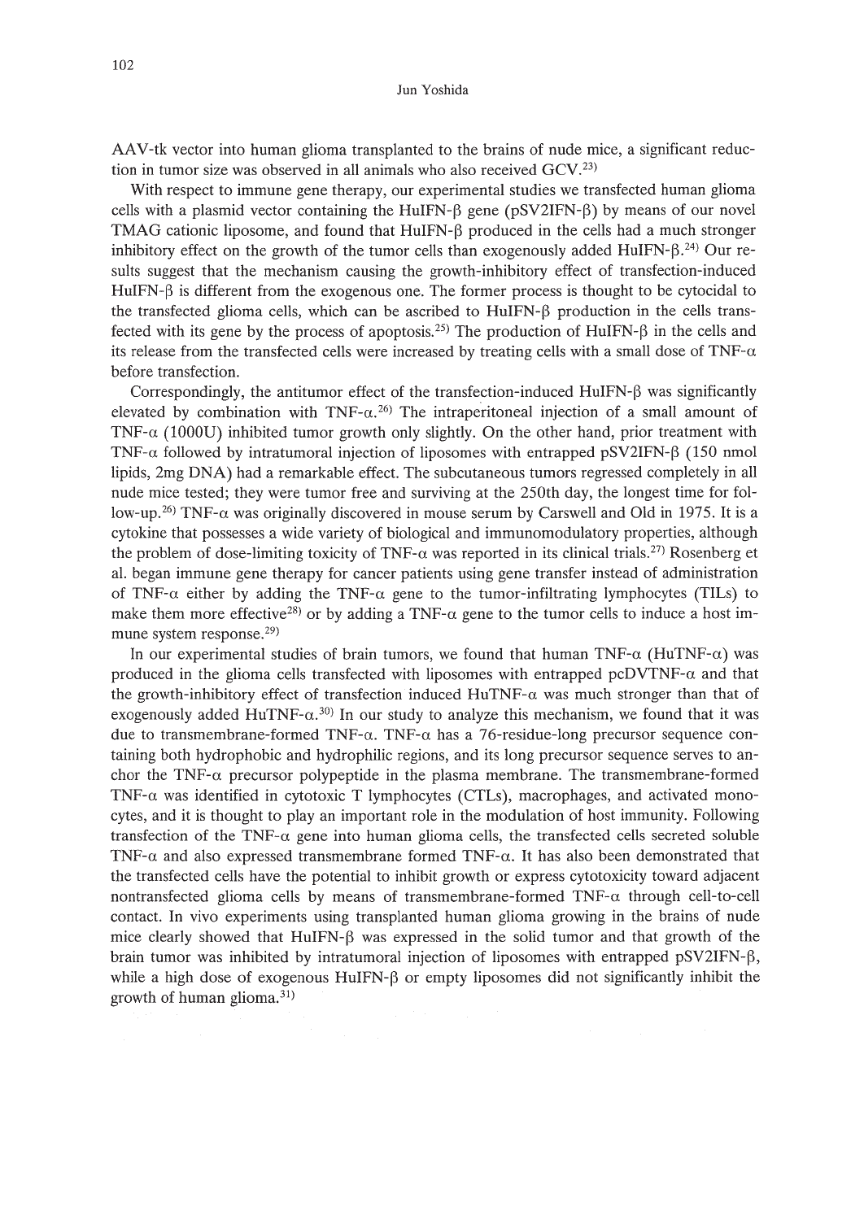AAV-tk vector into human glioma transplanted to the brains of nude mice, a significant reduction in tumor size was observed in all animals who also received GCV.[23)]

With respect to immune gene therapy, our experimental studies we transfected human glioma cells with a plasmid vector containing the HuIFN-β gene (pSV2IFN-β) by means of our novel TMAG cationic liposome, and found that HuIFN-β produced in the cells had a much stronger inhibitory effect on the growth of the tumor cells than exogenously added HuIFN-β.[24)] Our results suggest that the mechanism causing the growth-inhibitory effect of transfection-induced HuIFN-β is different from the exogenous one. The former process is thought to be cytocidal to the transfected glioma cells, which can be ascribed to HuIFN-β production in the cells transfected with its gene by the process of apoptosis.[25)] The production of HuIFN-β in the cells and its release from the transfected cells were increased by treating cells with a small dose of TNF-α before transfection.

Correspondingly, the antitumor effect of the transfection-induced HuIFN-β was significantly elevated by combination with TNF-α.[26)] The intraperitoneal injection of a small amount of TNF-α (1000U) inhibited tumor growth only slightly. On the other hand, prior treatment with TNF-α followed by intratumoral injection of liposomes with entrapped pSV2IFN-β (150 nmol lipids, 2mg DNA) had a remarkable effect. The subcutaneous tumors regressed completely in all nude mice tested; they were tumor free and surviving at the 250th day, the longest time for follow-up.[26)] TNF-α was originally discovered in mouse serum by Carswell and Old in 1975. It is a cytokine that possesses a wide variety of biological and immunomodulatory properties, although the problem of dose-limiting toxicity of TNF-α was reported in its clinical trials.[27)] Rosenberg et al. began immune gene therapy for cancer patients using gene transfer instead of administration of TNF-α either by adding the TNF-α gene to the tumor-infiltrating lymphocytes (TILs) to make them more effective[28)] or by adding a TNF-α gene to the tumor cells to induce a host immune system response.[29)]

In our experimental studies of brain tumors, we found that human TNF-α (HuTNF-α) was produced in the glioma cells transfected with liposomes with entrapped pcDVTNF-α and that the growth-inhibitory effect of transfection induced HuTNF-α was much stronger than that of exogenously added HuTNF-α.[30)] In our study to analyze this mechanism, we found that it was due to transmembrane-formed TNF-α. TNF-α has a 76-residue-long precursor sequence containing both hydrophobic and hydrophilic regions, and its long precursor sequence serves to anchor the TNF-α precursor polypeptide in the plasma membrane. The transmembrane-formed TNF-α was identified in cytotoxic T lymphocytes (CTLs), macrophages, and activated monocytes, and it is thought to play an important role in the modulation of host immunity. Following transfection of the TNF-α gene into human glioma cells, the transfected cells secreted soluble TNF-α and also expressed transmembrane formed TNF-α. It has also been demonstrated that the transfected cells have the potential to inhibit growth or express cytotoxicity toward adjacent nontransfected glioma cells by means of transmembrane-formed TNF-α through cell-to-cell contact. In vivo experiments using transplanted human glioma growing in the brains of nude mice clearly showed that HuIFN-β was expressed in the solid tumor and that growth of the brain tumor was inhibited by intratumoral injection of liposomes with entrapped pSV2IFN-β, while a high dose of exogenous HuIFN-β or empty liposomes did not significantly inhibit the growth of human glioma.[31)]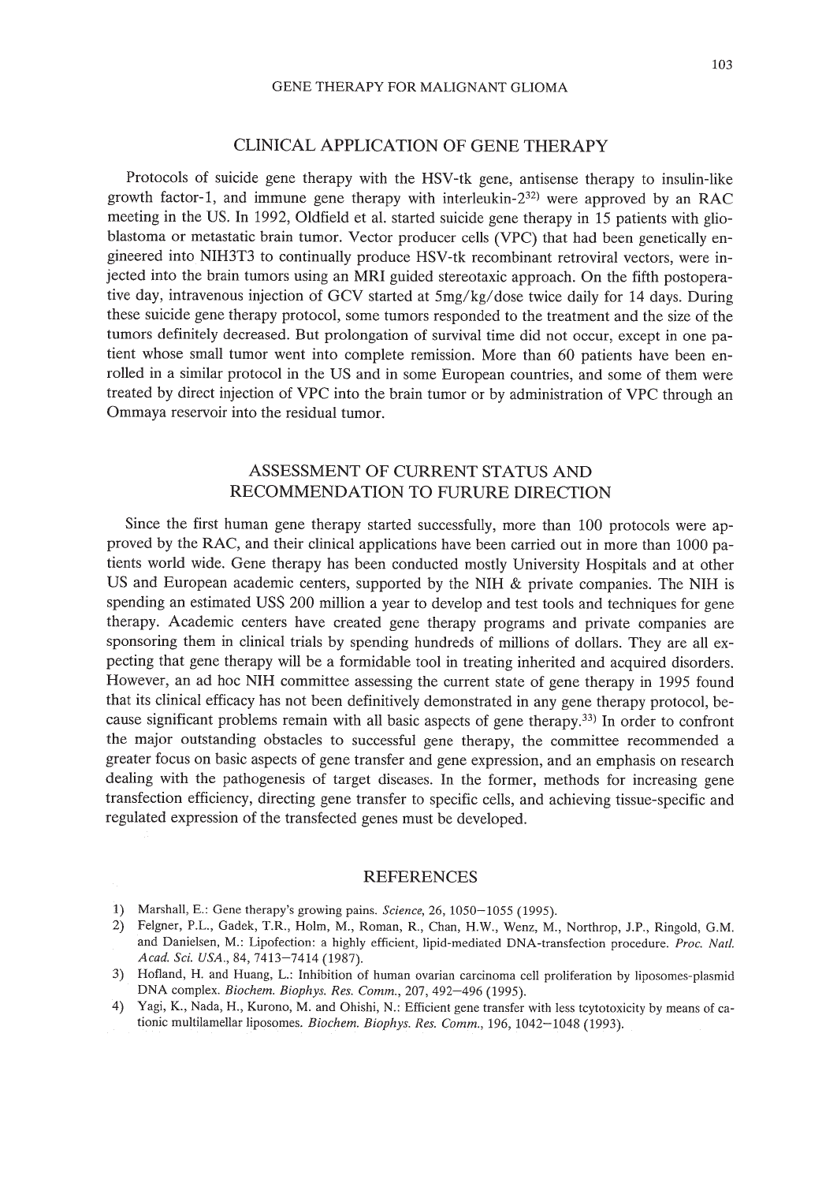## CLINICAL APPLICATION OF GENE THERAPY

Protocols of suicide gene therapy with the HSV-tk gene, antisense therapy to insulin-like growth factor-1, and immune gene therapy with interleukin-2[32] were approved by an RAC meeting in the US. In 1992, Oldfield et al. started suicide gene therapy in 15 patients with glioblastoma or metastatic brain tumor. Vector producer cells (VPC) that had been genetically engineered into NIH3T3 to continually produce HSV-tk recombinant retroviral vectors, were injected into the brain tumors using an MRI guided stereotaxic approach. On the fifth postoperative day, intravenous injection of GCV started at 5mg/kg/dose twice daily for 14 days. During these suicide gene therapy protocol, some tumors responded to the treatment and the size of the tumors definitely decreased. But prolongation of survival time did not occur, except in one patient whose small tumor went into complete remission. More than 60 patients have been enrolled in a similar protocol in the US and in some European countries, and some of them were treated by direct injection of VPC into the brain tumor or by administration of VPC through an Ommaya reservoir into the residual tumor.

## ASSESSMENT OF CURRENT STATUS AND RECOMMENDATION TO FURURE DIRECTION

Since the first human gene therapy started successfully, more than 100 protocols were approved by the RAC, and their clinical applications have been carried out in more than 1000 patients world wide. Gene therapy has been conducted mostly University Hospitals and at other US and European academic centers, supported by the NIH & private companies. The NIH is spending an estimated US$ 200 million a year to develop and test tools and techniques for gene therapy. Academic centers have created gene therapy programs and private companies are sponsoring them in clinical trials by spending hundreds of millions of dollars. They are all expecting that gene therapy will be a formidable tool in treating inherited and acquired disorders. However, an ad hoc NIH committee assessing the current state of gene therapy in 1995 found that its clinical efficacy has not been definitively demonstrated in any gene therapy protocol, because significant problems remain with all basic aspects of gene therapy.[33] In order to confront the major outstanding obstacles to successful gene therapy, the committee recommended a greater focus on basic aspects of gene transfer and gene expression, and an emphasis on research dealing with the pathogenesis of target diseases. In the former, methods for increasing gene transfection efficiency, directing gene transfer to specific cells, and achieving tissue-specific and regulated expression of the transfected genes must be developed.

## REFERENCES

1) Marshall, E.: Gene therapy's growing pains. *Science*, 26, 1050–1055 (1995).
2) Felgner, P.L., Gadek, T.R., Holm, M., Roman, R., Chan, H.W., Wenz, M., Northrop, J.P., Ringold, G.M. and Danielsen, M.: Lipofection: a highly efficient, lipid-mediated DNA-transfection procedure. *Proc. Natl. Acad. Sci. USA.*, 84, 7413–7414 (1987).
3) Hofland, H. and Huang, L.: Inhibition of human ovarian carcinoma cell proliferation by liposomes-plasmid DNA complex. *Biochem. Biophys. Res. Comm.*, 207, 492–496 (1995).
4) Yagi, K., Nada, H., Kurono, M. and Ohishi, N.: Efficient gene transfer with less tcytotoxicity by means of cationic multilamellar liposomes. *Biochem. Biophys. Res. Comm.*, 196, 1042–1048 (1993).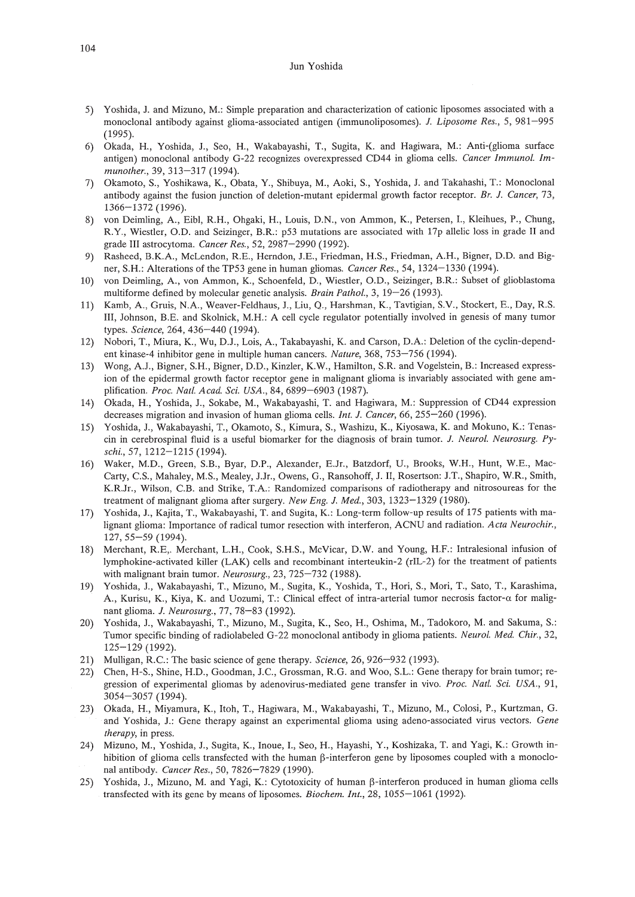5) Yoshida, J. and Mizuno, M.: Simple preparation and characterization of cationic liposomes associated with a monoclonal antibody against glioma-associated antigen (immunoliposomes). *J. Liposome Res.*, 5, 981–995 (1995).
6) Okada, H., Yoshida, J., Seo, H., Wakabayashi, T., Sugita, K. and Hagiwara, M.: Anti-(glioma surface antigen) monoclonal antibody G-22 recognizes overexpressed CD44 in glioma cells. *Cancer Immunol. Immunother.*, 39, 313–317 (1994).
7) Okamoto, S., Yoshikawa, K., Obata, Y., Shibuya, M., Aoki, S., Yoshida, J. and Takahashi, T.: Monoclonal antibody against the fusion junction of deletion-mutant epidermal growth factor receptor. *Br. J. Cancer*, 73, 1366–1372 (1996).
8) von Deimling, A., Eibl, R.H., Ohgaki, H., Louis, D.N., von Ammon, K., Petersen, I., Kleihues, P., Chung, R.Y., Wiestler, O.D. and Seizinger, B.R.: p53 mutations are associated with 17p allelic loss in grade II and grade III astrocytoma. *Cancer Res.*, 52, 2987–2990 (1992).
9) Rasheed, B.K.A., McLendon, R.E., Herndon, J.E., Friedman, H.S., Friedman, A.H., Bigner, D.D. and Bigner, S.H.: Alterations of the TP53 gene in human gliomas. *Cancer Res.*, 54, 1324–1330 (1994).
10) von Deimling, A., von Ammon, K., Schoenfeld, D., Wiestler, O.D., Seizinger, B.R.: Subset of glioblastoma multiforme defined by molecular genetic analysis. *Brain Pathol.*, 3, 19–26 (1993).
11) Kamb, A., Gruis, N.A., Weaver-Feldhaus, J., Liu, Q., Harshman, K., Tavtigian, S.V., Stockert, E., Day, R.S. III, Johnson, B.E. and Skolnick, M.H.: A cell cycle regulator potentially involved in genesis of many tumor types. *Science*, 264, 436–440 (1994).
12) Nobori, T., Miura, K., Wu, D.J., Lois, A., Takabayashi, K. and Carson, D.A.: Deletion of the cyclin-dependent kinase-4 inhibitor gene in multiple human cancers. *Nature*, 368, 753–756 (1994).
13) Wong, A.J., Bigner, S.H., Bigner, D.D., Kinzler, K.W., Hamilton, S.R. and Vogelstein, B.: Increased expression of the epidermal growth factor receptor gene in malignant glioma is invariably associated with gene amplification. *Proc. Natl. Acad. Sci. USA.*, 84, 6899–6903 (1987).
14) Okada, H., Yoshida, J., Sokabe, M., Wakabayashi, T. and Hagiwara, M.: Suppression of CD44 expression decreases migration and invasion of human glioma cells. *Int. J. Cancer*, 66, 255–260 (1996).
15) Yoshida, J., Wakabayashi, T., Okamoto, S., Kimura, S., Washizu, K., Kiyosawa, K. and Mokuno, K.: Tenascin in cerebrospinal fluid is a useful biomarker for the diagnosis of brain tumor. *J. Neurol. Neurosurg. Pyschi.*, 57, 1212–1215 (1994).
16) Waker, M.D., Green, S.B., Byar, D.P., Alexander, E.Jr., Batzdorf, U., Brooks, W.H., Hunt, W.E., MacCarty, C.S., Mahaley, M.S., Mealey, J.Jr., Owens, G., Ransohoff, J. II, Rosertson: J.T., Shapiro, W.R., Smith, K.R.Jr., Wilson, C.B. and Strike, T.A.: Randomized comparisons of radiotherapy and nitrosoureas for the treatment of malignant glioma after surgery. *New Eng. J. Med.*, 303, 1323–1329 (1980).
17) Yoshida, J., Kajita, T., Wakabayashi, T. and Sugita, K.: Long-term follow-up results of 175 patients with malignant glioma: Importance of radical tumor resection with interferon, ACNU and radiation. *Acta Neurochir.*, 127, 55–59 (1994).
18) Merchant, R.E,. Merchant, L.H., Cook, S.H.S., McVicar, D.W. and Young, H.F.: Intralesional infusion of lymphokine-activated killer (LAK) cells and recombinant interteukin-2 (rIL-2) for the treatment of patients with malignant brain tumor. *Neurosurg.*, 23, 725–732 (1988).
19) Yoshida, J., Wakabayashi, T., Mizuno, M., Sugita, K., Yoshida, T., Hori, S., Mori, T., Sato, T., Karashima, A., Kurisu, K., Kiya, K. and Uozumi, T.: Clinical effect of intra-arterial tumor necrosis factor-α for malignant glioma. *J. Neurosurg.*, 77, 78–83 (1992).
20) Yoshida, J., Wakabayashi, T., Mizuno, M., Sugita, K., Seo, H., Oshima, M., Tadokoro, M. and Sakuma, S.: Tumor specific binding of radiolabeled G-22 monoclonal antibody in glioma patients. *Neurol. Med. Chir.*, 32, 125–129 (1992).
21) Mulligan, R.C.: The basic science of gene therapy. *Science*, 26, 926–932 (1993).
22) Chen, H-S., Shine, H.D., Goodman, J.C., Grossman, R.G. and Woo, S.L.: Gene therapy for brain tumor; regression of experimental gliomas by adenovirus-mediated gene transfer in vivo. *Proc. Natl. Sci. USA.*, 91, 3054–3057 (1994).
23) Okada, H., Miyamura, K., Itoh, T., Hagiwara, M., Wakabayashi, T., Mizuno, M., Colosi, P., Kurtzman, G. and Yoshida, J.: Gene therapy against an experimental glioma using adeno-associated virus vectors. *Gene therapy*, in press.
24) Mizuno, M., Yoshida, J., Sugita, K., Inoue, I., Seo, H., Hayashi, Y., Koshizaka, T. and Yagi, K.: Growth inhibition of glioma cells transfected with the human β-interferon gene by liposomes coupled with a monoclonal antibody. *Cancer Res.*, 50, 7826–7829 (1990).
25) Yoshida, J., Mizuno, M. and Yagi, K.: Cytotoxicity of human β-interferon produced in human glioma cells transfected with its gene by means of liposomes. *Biochem. Int.*, 28, 1055–1061 (1992).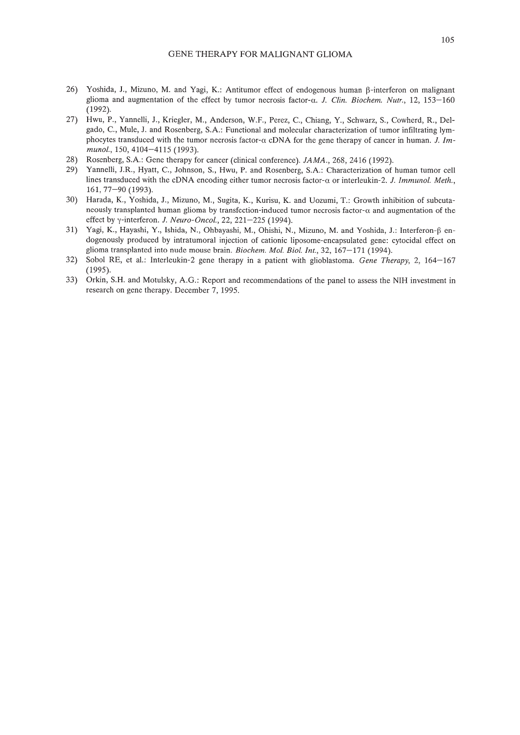26) Yoshida, J., Mizuno, M. and Yagi, K.: Antitumor effect of endogenous human β-interferon on malignant glioma and augmentation of the effect by tumor necrosis factor-α. *J. Clin. Biochem. Nutr.*, 12, 153–160 (1992).

27) Hwu, P., Yannelli, J., Kriegler, M., Anderson, W.F., Perez, C., Chiang, Y., Schwarz, S., Cowherd, R., Delgado, C., Mule, J. and Rosenberg, S.A.: Functional and molecular characterization of tumor infiltrating lymphocytes transduced with the tumor necrosis factor-α cDNA for the gene therapy of cancer in human. *J. Immunol.*, 150, 4104–4115 (1993).

28) Rosenberg, S.A.: Gene therapy for cancer (clinical conference). *JAMA.*, 268, 2416 (1992).

29) Yannelli, J.R., Hyatt, C., Johnson, S., Hwu, P. and Rosenberg, S.A.: Characterization of human tumor cell lines transduced with the cDNA encoding either tumor necrosis factor-α or interleukin-2. *J. Immunol. Meth.*, 161, 77–90 (1993).

30) Harada, K., Yoshida, J., Mizuno, M., Sugita, K., Kurisu, K. and Uozumi, T.: Growth inhibition of subcutaneously transplanted human glioma by transfection-induced tumor necrosis factor-α and augmentation of the effect by γ-interferon. *J. Neuro-Oncol.*, 22, 221–225 (1994).

31) Yagi, K., Hayashi, Y., Ishida, N., Ohbayashi, M., Ohishi, N., Mizuno, M. and Yoshida, J.: Interferon-β endogenously produced by intratumoral injection of cationic liposome-encapsulated gene: cytocidal effect on glioma transplanted into nude mouse brain. *Biochem. Mol. Biol. Int.*, 32, 167–171 (1994).

32) Sobol RE, et al.: Interleukin-2 gene therapy in a patient with glioblastoma. *Gene Therapy*, 2, 164–167 (1995).

33) Orkin, S.H. and Motulsky, A.G.: Report and recommendations of the panel to assess the NIH investment in research on gene therapy. December 7, 1995.